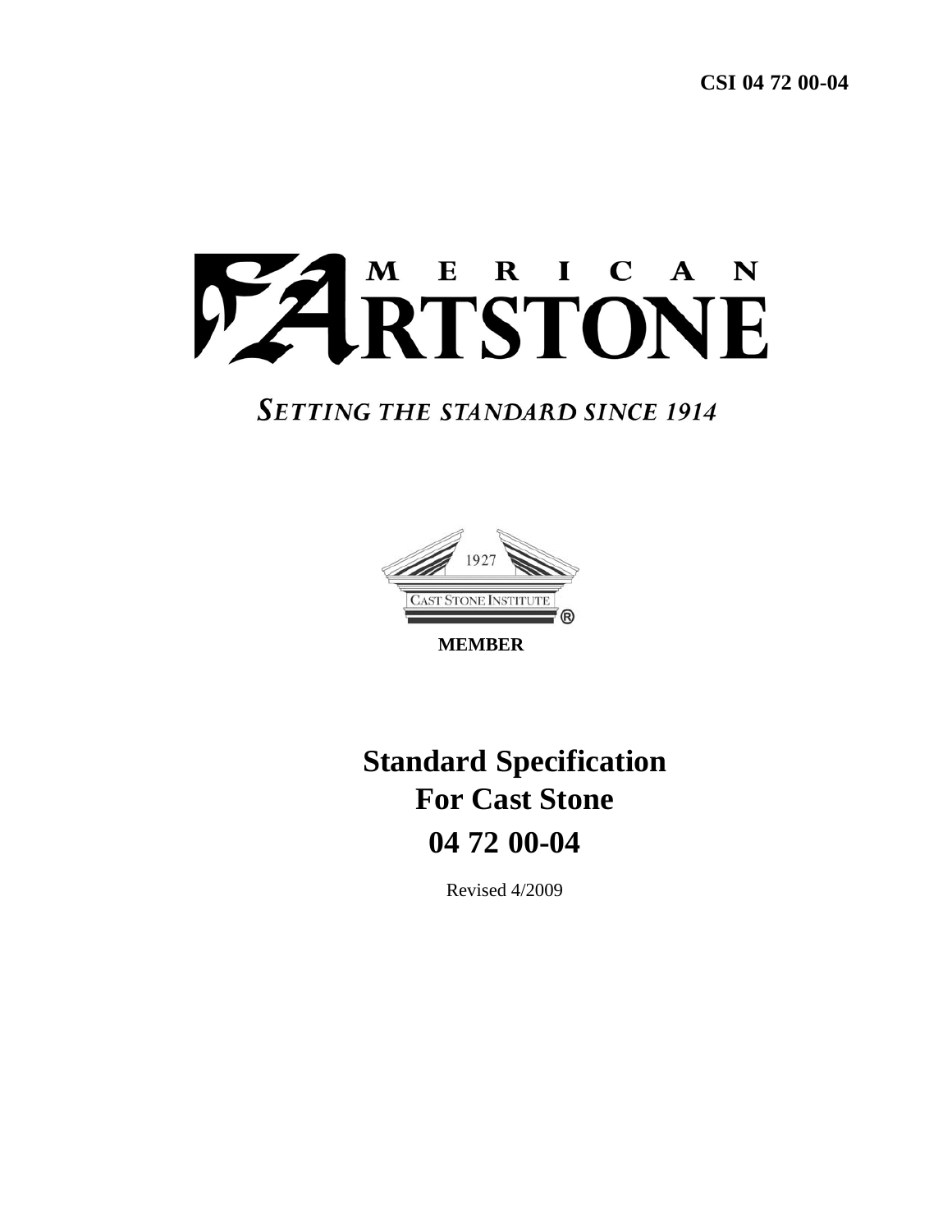**CSI 04 72 00-04**

# AMERICAN ARTSTONE

***SETTING THE STANDARD SINCE 1914***

1927

CAST STONE INSTITUTE®

**MEMBER**

# Standard Specification For Cast Stone

## 04 72 00-04

Revised 4/2009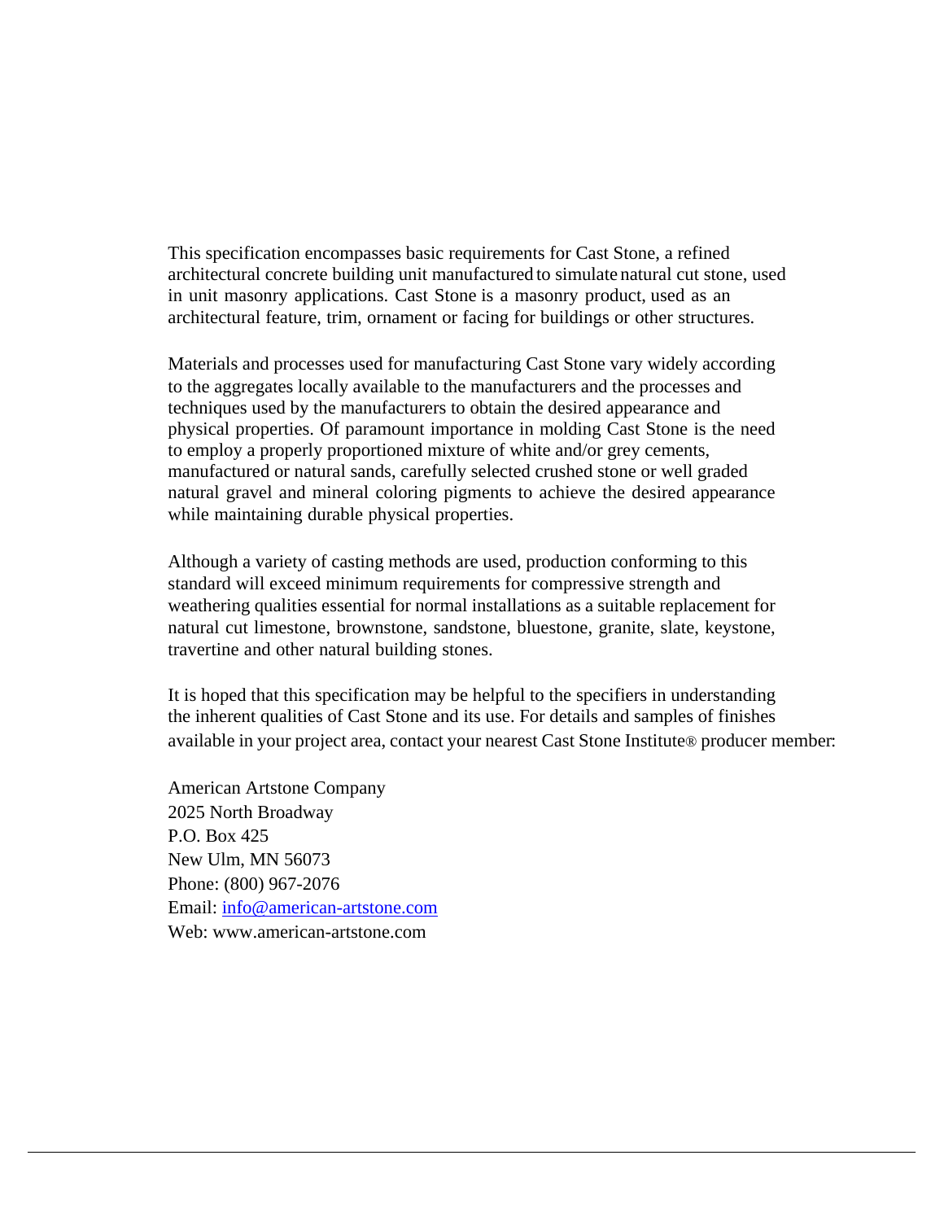This specification encompasses basic requirements for Cast Stone, a refined architectural concrete building unit manufactured to simulate natural cut stone, used in unit masonry applications. Cast Stone is a masonry product, used as an architectural feature, trim, ornament or facing for buildings or other structures.

Materials and processes used for manufacturing Cast Stone vary widely according to the aggregates locally available to the manufacturers and the processes and techniques used by the manufacturers to obtain the desired appearance and physical properties. Of paramount importance in molding Cast Stone is the need to employ a properly proportioned mixture of white and/or grey cements, manufactured or natural sands, carefully selected crushed stone or well graded natural gravel and mineral coloring pigments to achieve the desired appearance while maintaining durable physical properties.

Although a variety of casting methods are used, production conforming to this standard will exceed minimum requirements for compressive strength and weathering qualities essential for normal installations as a suitable replacement for natural cut limestone, brownstone, sandstone, bluestone, granite, slate, keystone, travertine and other natural building stones.

It is hoped that this specification may be helpful to the specifiers in understanding the inherent qualities of Cast Stone and its use. For details and samples of finishes available in your project area, contact your nearest Cast Stone Institute® producer member:

American Artstone Company
2025 North Broadway
P.O. Box 425
New Ulm, MN 56073
Phone: (800) 967-2076
Email: info@american-artstone.com
Web: www.american-artstone.com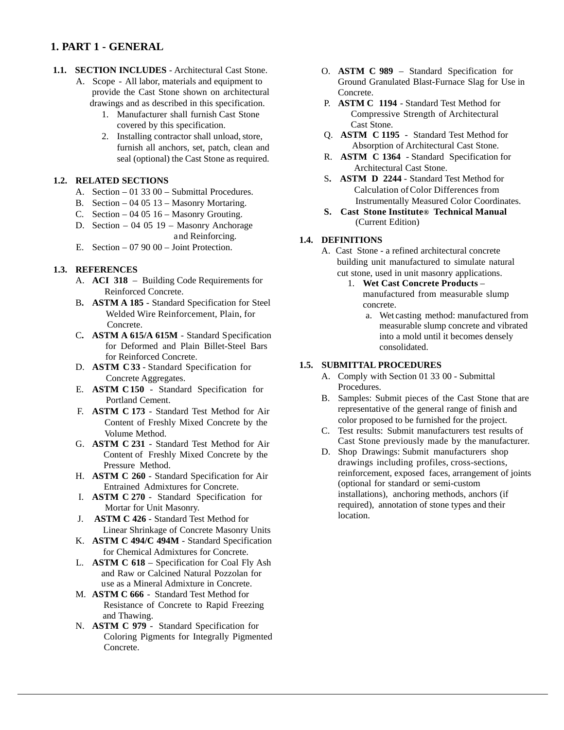# 1. PART 1 - GENERAL

**1.1. SECTION INCLUDES** - Architectural Cast Stone.

A. Scope - All labor, materials and equipment to provide the Cast Stone shown on architectural drawings and as described in this specification.

1. Manufacturer shall furnish Cast Stone covered by this specification.
2. Installing contractor shall unload, store, furnish all anchors, set, patch, clean and seal (optional) the Cast Stone as required.

**1.2. RELATED SECTIONS**

A. Section – 01 33 00 – Submittal Procedures.
B. Section – 04 05 13 – Masonry Mortaring.
C. Section – 04 05 16 – Masonry Grouting.
D. Section – 04 05 19 – Masonry Anchorage and Reinforcing.
E. Section – 07 90 00 – Joint Protection.

**1.3. REFERENCES**

A. **ACI 318** – Building Code Requirements for Reinforced Concrete.
B. **ASTM A 185** - Standard Specification for Steel Welded Wire Reinforcement, Plain, for Concrete.
C. **ASTM A 615/A 615M** - Standard Specification for Deformed and Plain Billet-Steel Bars for Reinforced Concrete.
D. **ASTM C 33** - Standard Specification for Concrete Aggregates.
E. **ASTM C 150** - Standard Specification for Portland Cement.
F. **ASTM C 173** - Standard Test Method for Air Content of Freshly Mixed Concrete by the Volume Method.
G. **ASTM C 231** - Standard Test Method for Air Content of Freshly Mixed Concrete by the Pressure Method.
H. **ASTM C 260** - Standard Specification for Air Entrained Admixtures for Concrete.
I. **ASTM C 270** - Standard Specification for Mortar for Unit Masonry.
J. **ASTM C 426** - Standard Test Method for Linear Shrinkage of Concrete Masonry Units
K. **ASTM C 494/C 494M** - Standard Specification for Chemical Admixtures for Concrete.
L. **ASTM C 618** – Specification for Coal Fly Ash and Raw or Calcined Natural Pozzolan for use as a Mineral Admixture in Concrete.
M. **ASTM C 666** - Standard Test Method for Resistance of Concrete to Rapid Freezing and Thawing.
N. **ASTM C 979** - Standard Specification for Coloring Pigments for Integrally Pigmented Concrete.
O. **ASTM C 989** – Standard Specification for Ground Granulated Blast-Furnace Slag for Use in Concrete.
P. **ASTM C 1194** - Standard Test Method for Compressive Strength of Architectural Cast Stone.
Q. **ASTM C 1195** - Standard Test Method for Absorption of Architectural Cast Stone.
R. **ASTM C 1364** - Standard Specification for Architectural Cast Stone.
S. **ASTM D 2244** - Standard Test Method for Calculation of Color Differences from Instrumentally Measured Color Coordinates.
**S. Cast Stone Institute® Technical Manual** (Current Edition)

**1.4. DEFINITIONS**

A. Cast Stone - a refined architectural concrete building unit manufactured to simulate natural cut stone, used in unit masonry applications.

1. **Wet Cast Concrete Products** – manufactured from measurable slump concrete.
   a. Wet casting method: manufactured from measurable slump concrete and vibrated into a mold until it becomes densely consolidated.

**1.5. SUBMITTAL PROCEDURES**

A. Comply with Section 01 33 00 - Submittal Procedures.
B. Samples: Submit pieces of the Cast Stone that are representative of the general range of finish and color proposed to be furnished for the project.
C. Test results: Submit manufacturers test results of Cast Stone previously made by the manufacturer.
D. Shop Drawings: Submit manufacturers shop drawings including profiles, cross-sections, reinforcement, exposed faces, arrangement of joints (optional for standard or semi-custom installations), anchoring methods, anchors (if required), annotation of stone types and their location.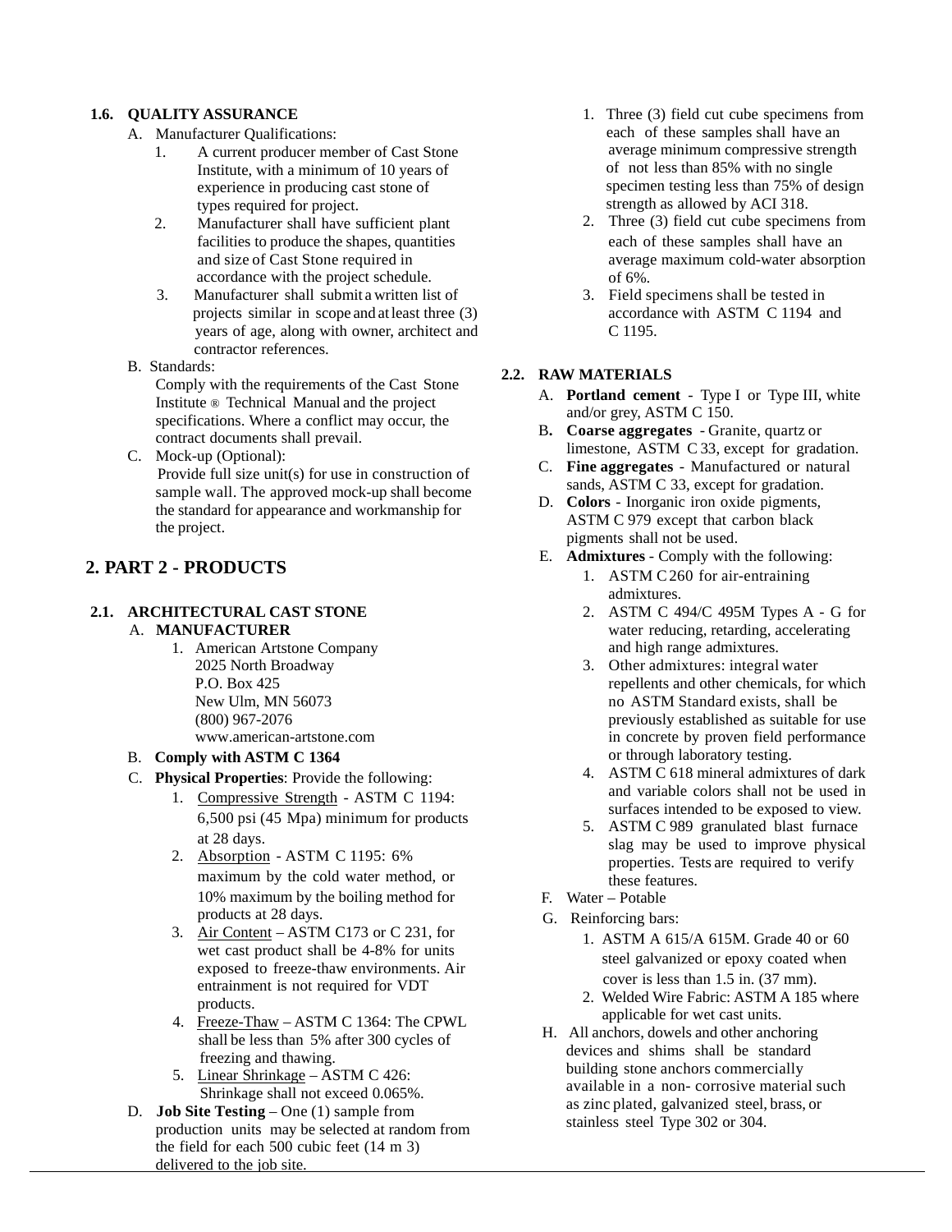### 1.6. QUALITY ASSURANCE

A. Manufacturer Qualifications:

1. A current producer member of Cast Stone Institute, with a minimum of 10 years of experience in producing cast stone of types required for project.
2. Manufacturer shall have sufficient plant facilities to produce the shapes, quantities and size of Cast Stone required in accordance with the project schedule.
3. Manufacturer shall submit a written list of projects similar in scope and at least three (3) years of age, along with owner, architect and contractor references.

B. Standards:

Comply with the requirements of the Cast Stone Institute ® Technical Manual and the project specifications. Where a conflict may occur, the contract documents shall prevail.

C. Mock-up (Optional):

Provide full size unit(s) for use in construction of sample wall. The approved mock-up shall become the standard for appearance and workmanship for the project.

## 2. PART 2 - PRODUCTS

### 2.1. ARCHITECTURAL CAST STONE

A. **MANUFACTURER**

1. American Artstone Company
   2025 North Broadway
   P.O. Box 425
   New Ulm, MN 56073
   (800) 967-2076
   www.american-artstone.com

B. **Comply with ASTM C 1364**

C. **Physical Properties**: Provide the following:

1. Compressive Strength - ASTM C 1194: 6,500 psi (45 Mpa) minimum for products at 28 days.
2. Absorption - ASTM C 1195: 6% maximum by the cold water method, or 10% maximum by the boiling method for products at 28 days.
3. Air Content – ASTM C173 or C 231, for wet cast product shall be 4-8% for units exposed to freeze-thaw environments. Air entrainment is not required for VDT products.
4. Freeze-Thaw – ASTM C 1364: The CPWL shall be less than 5% after 300 cycles of freezing and thawing.
5. Linear Shrinkage – ASTM C 426: Shrinkage shall not exceed 0.065%.

D. **Job Site Testing** – One (1) sample from production units may be selected at random from the field for each 500 cubic feet (14 m 3) delivered to the job site.

1. Three (3) field cut cube specimens from each of these samples shall have an average minimum compressive strength of not less than 85% with no single specimen testing less than 75% of design strength as allowed by ACI 318.
2. Three (3) field cut cube specimens from each of these samples shall have an average maximum cold-water absorption of 6%.
3. Field specimens shall be tested in accordance with ASTM C 1194 and C 1195.

### 2.2. RAW MATERIALS

A. **Portland cement** - Type I or Type III, white and/or grey, ASTM C 150.

B. **Coarse aggregates** - Granite, quartz or limestone, ASTM C 33, except for gradation.

C. **Fine aggregates** - Manufactured or natural sands, ASTM C 33, except for gradation.

D. **Colors** - Inorganic iron oxide pigments, ASTM C 979 except that carbon black pigments shall not be used.

E. **Admixtures** - Comply with the following:

1. ASTM C 260 for air-entraining admixtures.
2. ASTM C 494/C 495M Types A - G for water reducing, retarding, accelerating and high range admixtures.
3. Other admixtures: integral water repellents and other chemicals, for which no ASTM Standard exists, shall be previously established as suitable for use in concrete by proven field performance or through laboratory testing.
4. ASTM C 618 mineral admixtures of dark and variable colors shall not be used in surfaces intended to be exposed to view.
5. ASTM C 989 granulated blast furnace slag may be used to improve physical properties. Tests are required to verify these features.

F. Water – Potable

G. Reinforcing bars:

1. ASTM A 615/A 615M. Grade 40 or 60 steel galvanized or epoxy coated when cover is less than 1.5 in. (37 mm).
2. Welded Wire Fabric: ASTM A 185 where applicable for wet cast units.

H. All anchors, dowels and other anchoring devices and shims shall be standard building stone anchors commercially available in a non- corrosive material such as zinc plated, galvanized steel, brass, or stainless steel Type 302 or 304.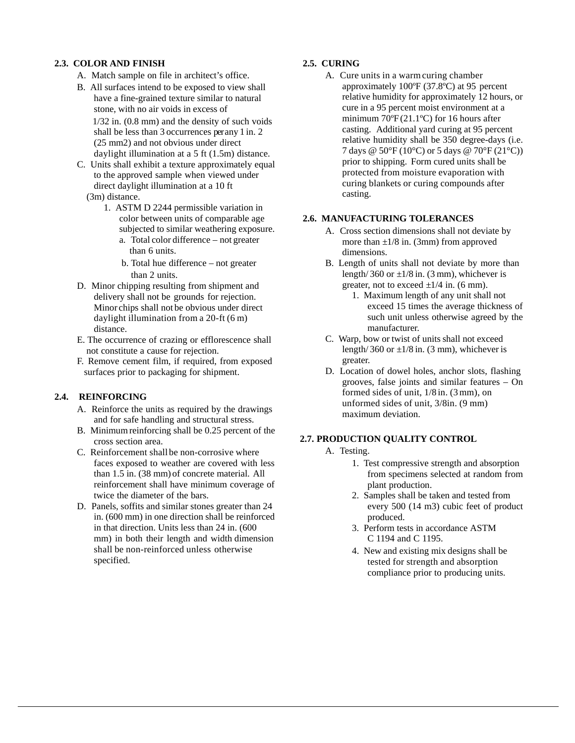### 2.3. COLOR AND FINISH

A. Match sample on file in architect's office.

B. All surfaces intend to be exposed to view shall have a fine-grained texture similar to natural stone, with no air voids in excess of 1/32 in. (0.8 mm) and the density of such voids shall be less than 3 occurrences per any 1 in. 2 (25 mm2) and not obvious under direct daylight illumination at a 5 ft (1.5m) distance.

C. Units shall exhibit a texture approximately equal to the approved sample when viewed under direct daylight illumination at a 10 ft (3m) distance.

1. ASTM D 2244 permissible variation in color between units of comparable age subjected to similar weathering exposure.
   a. Total color difference – not greater than 6 units.
   b. Total hue difference – not greater than 2 units.

D. Minor chipping resulting from shipment and delivery shall not be grounds for rejection. Minor chips shall not be obvious under direct daylight illumination from a 20-ft (6 m) distance.

E. The occurrence of crazing or efflorescence shall not constitute a cause for rejection.

F. Remove cement film, if required, from exposed surfaces prior to packaging for shipment.

### 2.4. REINFORCING

A. Reinforce the units as required by the drawings and for safe handling and structural stress.

B. Minimum reinforcing shall be 0.25 percent of the cross section area.

C. Reinforcement shall be non-corrosive where faces exposed to weather are covered with less than 1.5 in. (38 mm) of concrete material. All reinforcement shall have minimum coverage of twice the diameter of the bars.

D. Panels, soffits and similar stones greater than 24 in. (600 mm) in one direction shall be reinforced in that direction. Units less than 24 in. (600 mm) in both their length and width dimension shall be non-reinforced unless otherwise specified.

### 2.5. CURING

A. Cure units in a warm curing chamber approximately 100ºF (37.8ºC) at 95 percent relative humidity for approximately 12 hours, or cure in a 95 percent moist environment at a minimum 70ºF (21.1ºC) for 16 hours after casting. Additional yard curing at 95 percent relative humidity shall be 350 degree-days (i.e. 7 days @ 50°F (10°C) or 5 days @ 70°F (21°C)) prior to shipping. Form cured units shall be protected from moisture evaporation with curing blankets or curing compounds after casting.

### 2.6. MANUFACTURING TOLERANCES

A. Cross section dimensions shall not deviate by more than ±1/8 in. (3mm) from approved dimensions.

B. Length of units shall not deviate by more than length/ 360 or ±1/8 in. (3 mm), whichever is greater, not to exceed ±1/4 in. (6 mm).

1. Maximum length of any unit shall not exceed 15 times the average thickness of such unit unless otherwise agreed by the manufacturer.

C. Warp, bow or twist of units shall not exceed length/ 360 or ±1/8 in. (3 mm), whichever is greater.

D. Location of dowel holes, anchor slots, flashing grooves, false joints and similar features – On formed sides of unit, 1/8 in. (3 mm), on unformed sides of unit, 3/8in. (9 mm) maximum deviation.

### 2.7. PRODUCTION QUALITY CONTROL

A. Testing.

1. Test compressive strength and absorption from specimens selected at random from plant production.
2. Samples shall be taken and tested from every 500 (14 m3) cubic feet of product produced.
3. Perform tests in accordance ASTM C 1194 and C 1195.
4. New and existing mix designs shall be tested for strength and absorption compliance prior to producing units.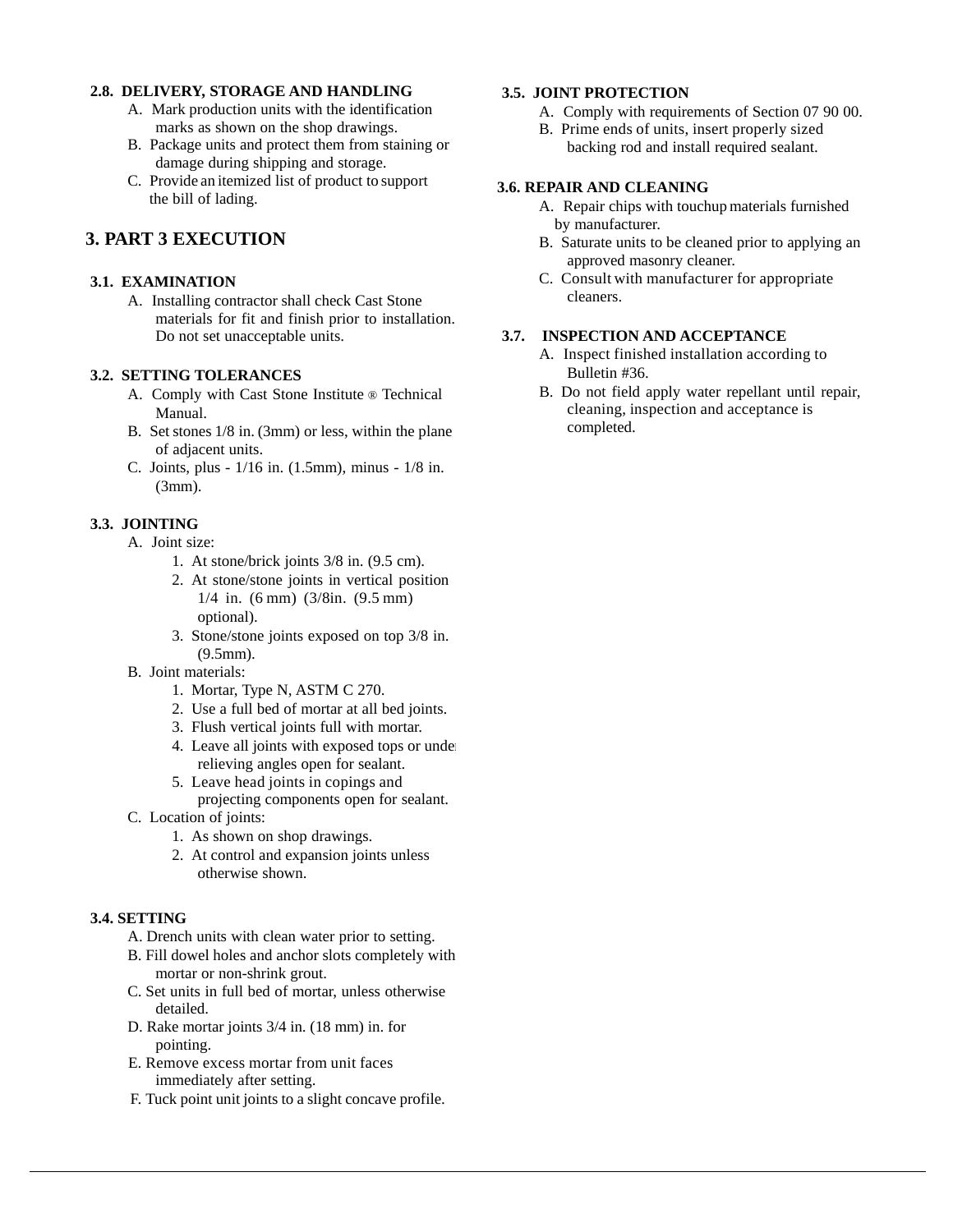**2.8. DELIVERY, STORAGE AND HANDLING**

A. Mark production units with the identification marks as shown on the shop drawings.

B. Package units and protect them from staining or damage during shipping and storage.

C. Provide an itemized list of product to support the bill of lading.

## 3. PART 3 EXECUTION

**3.1. EXAMINATION**

A. Installing contractor shall check Cast Stone materials for fit and finish prior to installation. Do not set unacceptable units.

**3.2. SETTING TOLERANCES**

A. Comply with Cast Stone Institute ® Technical Manual.

B. Set stones 1/8 in. (3mm) or less, within the plane of adjacent units.

C. Joints, plus - 1/16 in. (1.5mm), minus - 1/8 in. (3mm).

**3.3. JOINTING**

A. Joint size:
   1. At stone/brick joints 3/8 in. (9.5 cm).
   2. At stone/stone joints in vertical position 1/4 in. (6 mm) (3/8in. (9.5 mm) optional).
   3. Stone/stone joints exposed on top 3/8 in. (9.5mm).

B. Joint materials:
   1. Mortar, Type N, ASTM C 270.
   2. Use a full bed of mortar at all bed joints.
   3. Flush vertical joints full with mortar.
   4. Leave all joints with exposed tops or under relieving angles open for sealant.
   5. Leave head joints in copings and projecting components open for sealant.

C. Location of joints:
   1. As shown on shop drawings.
   2. At control and expansion joints unless otherwise shown.

**3.4. SETTING**

A. Drench units with clean water prior to setting.

B. Fill dowel holes and anchor slots completely with mortar or non-shrink grout.

C. Set units in full bed of mortar, unless otherwise detailed.

D. Rake mortar joints 3/4 in. (18 mm) in. for pointing.

E. Remove excess mortar from unit faces immediately after setting.

F. Tuck point unit joints to a slight concave profile.

**3.5. JOINT PROTECTION**

A. Comply with requirements of Section 07 90 00.

B. Prime ends of units, insert properly sized backing rod and install required sealant.

**3.6. REPAIR AND CLEANING**

A. Repair chips with touchup materials furnished by manufacturer.

B. Saturate units to be cleaned prior to applying an approved masonry cleaner.

C. Consult with manufacturer for appropriate cleaners.

**3.7. INSPECTION AND ACCEPTANCE**

A. Inspect finished installation according to Bulletin #36.

B. Do not field apply water repellant until repair, cleaning, inspection and acceptance is completed.